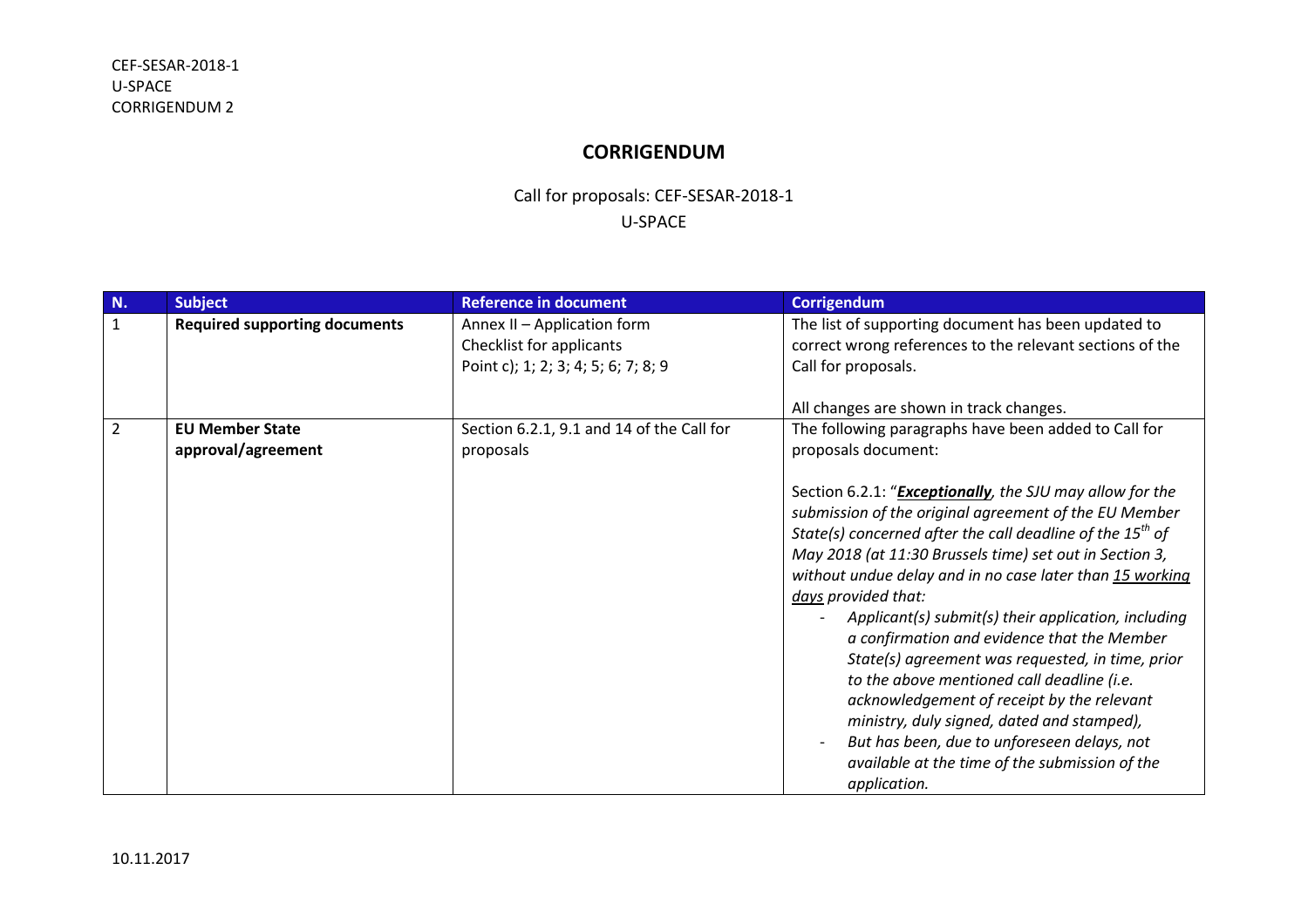CEF-SESAR-2018-1
U-SPACE
CORRIGENDUM 2

# CORRIGENDUM

Call for proposals: CEF-SESAR-2018-1
U-SPACE

| N. | Subject | Reference in document | Corrigendum |
|---|---|---|---|
| 1 | **Required supporting documents** | Annex II – Application form<br>Checklist for applicants<br>Point c); 1; 2; 3; 4; 5; 6; 7; 8; 9 | The list of supporting document has been updated to correct wrong references to the relevant sections of the Call for proposals.<br><br>All changes are shown in track changes. |
| 2 | **EU Member State approval/agreement** | Section 6.2.1, 9.1 and 14 of the Call for proposals | The following paragraphs have been added to Call for proposals document:<br><br>Section 6.2.1: "***Exceptionally***, *the SJU may allow for the submission of the original agreement of the EU Member State(s) concerned after the call deadline of the 15th of May 2018 (at 11:30 Brussels time) set out in Section 3, without undue delay and in no case later than 15 working days provided that:*<br>- *Applicant(s) submit(s) their application, including a confirmation and evidence that the Member State(s) agreement was requested, in time, prior to the above mentioned call deadline (i.e. acknowledgement of receipt by the relevant ministry, duly signed, dated and stamped),*<br>- *But has been, due to unforeseen delays, not available at the time of the submission of the application.* |

10.11.2017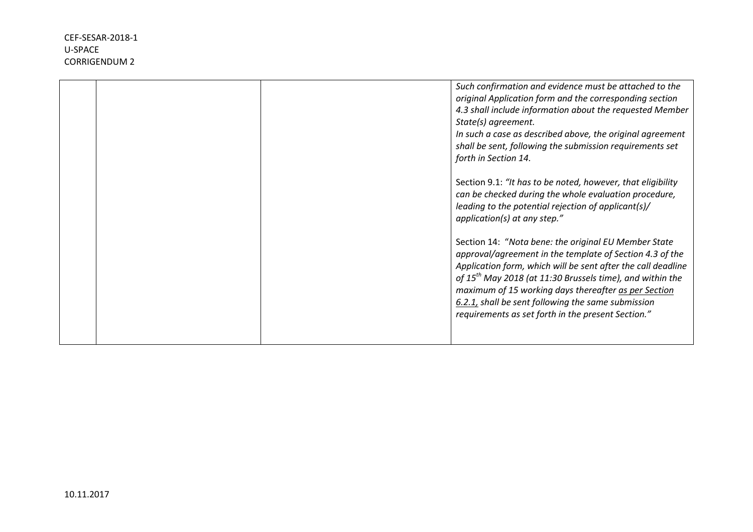| | | | |
|---|---|---|---|
| | | | *Such confirmation and evidence must be attached to the original Application form and the corresponding section 4.3 shall include information about the requested Member State(s) agreement.*<br>*In such a case as described above, the original agreement shall be sent, following the submission requirements set forth in Section 14.*<br><br>Section 9.1: *"It has to be noted, however, that eligibility can be checked during the whole evaluation procedure, leading to the potential rejection of applicant(s)/ application(s) at any step."*<br><br>Section 14: "*Nota bene: the original EU Member State approval/agreement in the template of Section 4.3 of the Application form, which will be sent after the call deadline of 15th May 2018 (at 11:30 Brussels time), and within the maximum of 15 working days thereafter as per Section 6.2.1, shall be sent following the same submission requirements as set forth in the present Section."* |